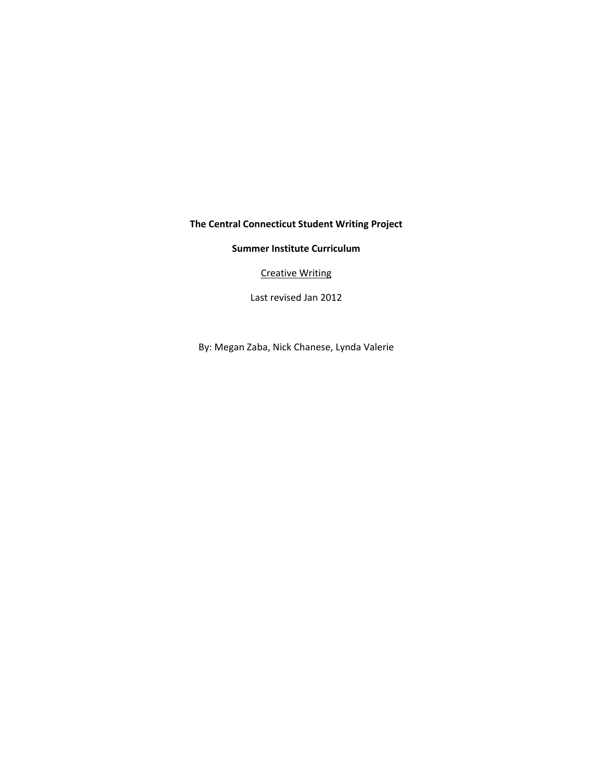**The Central Connecticut Student Writing Project**

**Summer Institute Curriculum**

<u>Creative Writing</u>

Last revised Jan 2012

By: Megan Zaba, Nick Chanese, Lynda Valerie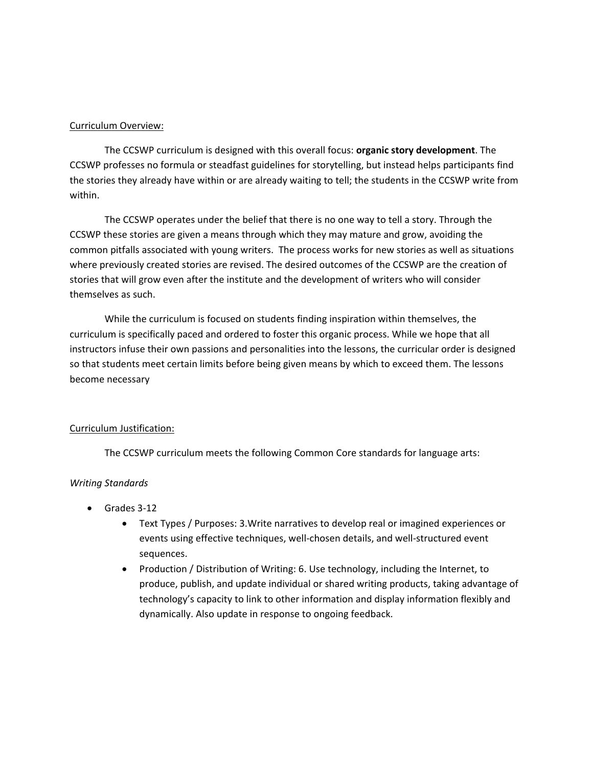<u>Curriculum Overview:</u>

The CCSWP curriculum is designed with this overall focus: **organic story development**. The CCSWP professes no formula or steadfast guidelines for storytelling, but instead helps participants find the stories they already have within or are already waiting to tell; the students in the CCSWP write from within.

The CCSWP operates under the belief that there is no one way to tell a story. Through the CCSWP these stories are given a means through which they may mature and grow, avoiding the common pitfalls associated with young writers. The process works for new stories as well as situations where previously created stories are revised. The desired outcomes of the CCSWP are the creation of stories that will grow even after the institute and the development of writers who will consider themselves as such.

While the curriculum is focused on students finding inspiration within themselves, the curriculum is specifically paced and ordered to foster this organic process. While we hope that all instructors infuse their own passions and personalities into the lessons, the curricular order is designed so that students meet certain limits before being given means by which to exceed them. The lessons become necessary

<u>Curriculum Justification:</u>

The CCSWP curriculum meets the following Common Core standards for language arts:

*Writing Standards*

- Grades 3-12
    - Text Types / Purposes: 3.Write narratives to develop real or imagined experiences or events using effective techniques, well-chosen details, and well-structured event sequences.
    - Production / Distribution of Writing: 6. Use technology, including the Internet, to produce, publish, and update individual or shared writing products, taking advantage of technology's capacity to link to other information and display information flexibly and dynamically. Also update in response to ongoing feedback.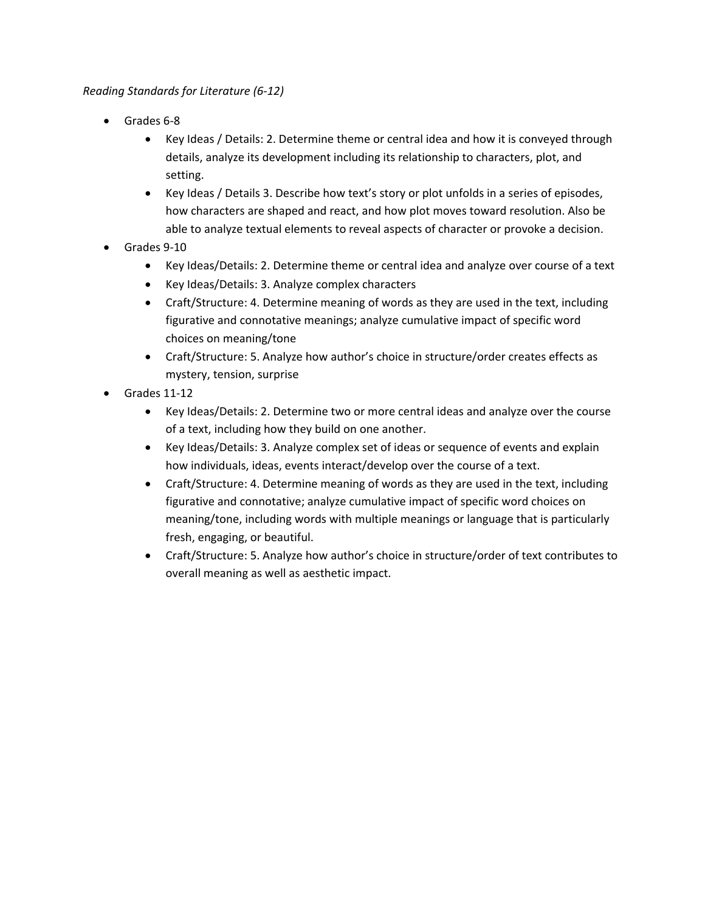*Reading Standards for Literature (6-12)*

- Grades 6-8
  - Key Ideas / Details: 2. Determine theme or central idea and how it is conveyed through details, analyze its development including its relationship to characters, plot, and setting.
  - Key Ideas / Details 3. Describe how text's story or plot unfolds in a series of episodes, how characters are shaped and react, and how plot moves toward resolution. Also be able to analyze textual elements to reveal aspects of character or provoke a decision.
- Grades 9-10
  - Key Ideas/Details: 2. Determine theme or central idea and analyze over course of a text
  - Key Ideas/Details: 3. Analyze complex characters
  - Craft/Structure: 4. Determine meaning of words as they are used in the text, including figurative and connotative meanings; analyze cumulative impact of specific word choices on meaning/tone
  - Craft/Structure: 5. Analyze how author's choice in structure/order creates effects as mystery, tension, surprise
- Grades 11-12
  - Key Ideas/Details: 2. Determine two or more central ideas and analyze over the course of a text, including how they build on one another.
  - Key Ideas/Details: 3. Analyze complex set of ideas or sequence of events and explain how individuals, ideas, events interact/develop over the course of a text.
  - Craft/Structure: 4. Determine meaning of words as they are used in the text, including figurative and connotative; analyze cumulative impact of specific word choices on meaning/tone, including words with multiple meanings or language that is particularly fresh, engaging, or beautiful.
  - Craft/Structure: 5. Analyze how author's choice in structure/order of text contributes to overall meaning as well as aesthetic impact.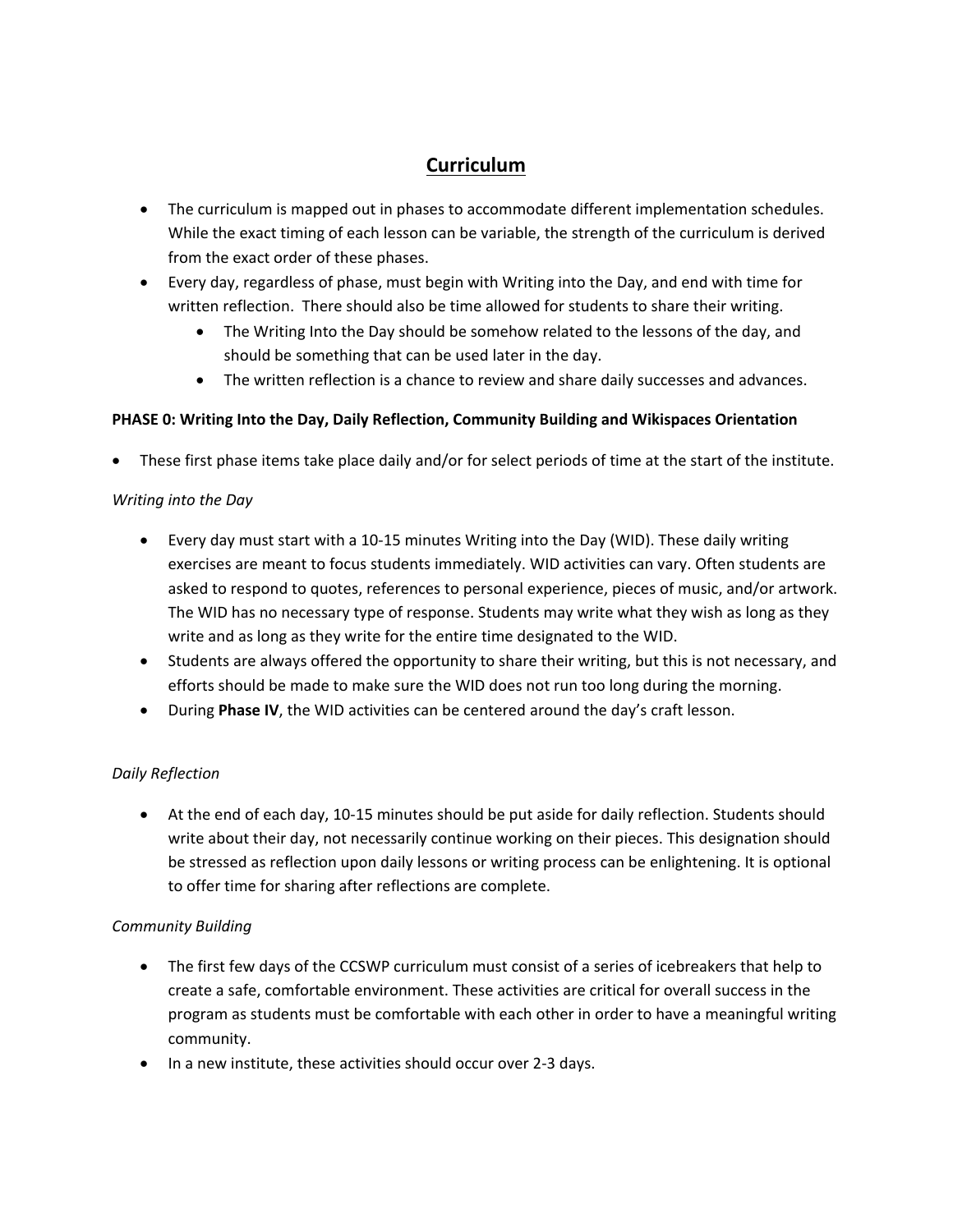# Curriculum

- The curriculum is mapped out in phases to accommodate different implementation schedules. While the exact timing of each lesson can be variable, the strength of the curriculum is derived from the exact order of these phases.
- Every day, regardless of phase, must begin with Writing into the Day, and end with time for written reflection. There should also be time allowed for students to share their writing.
    - The Writing Into the Day should be somehow related to the lessons of the day, and should be something that can be used later in the day.
    - The written reflection is a chance to review and share daily successes and advances.

**PHASE 0: Writing Into the Day, Daily Reflection, Community Building and Wikispaces Orientation**

- These first phase items take place daily and/or for select periods of time at the start of the institute.

*Writing into the Day*

- Every day must start with a 10-15 minutes Writing into the Day (WID). These daily writing exercises are meant to focus students immediately. WID activities can vary. Often students are asked to respond to quotes, references to personal experience, pieces of music, and/or artwork. The WID has no necessary type of response. Students may write what they wish as long as they write and as long as they write for the entire time designated to the WID.
- Students are always offered the opportunity to share their writing, but this is not necessary, and efforts should be made to make sure the WID does not run too long during the morning.
- During **Phase IV**, the WID activities can be centered around the day's craft lesson.

*Daily Reflection*

- At the end of each day, 10-15 minutes should be put aside for daily reflection. Students should write about their day, not necessarily continue working on their pieces. This designation should be stressed as reflection upon daily lessons or writing process can be enlightening. It is optional to offer time for sharing after reflections are complete.

*Community Building*

- The first few days of the CCSWP curriculum must consist of a series of icebreakers that help to create a safe, comfortable environment. These activities are critical for overall success in the program as students must be comfortable with each other in order to have a meaningful writing community.
- In a new institute, these activities should occur over 2-3 days.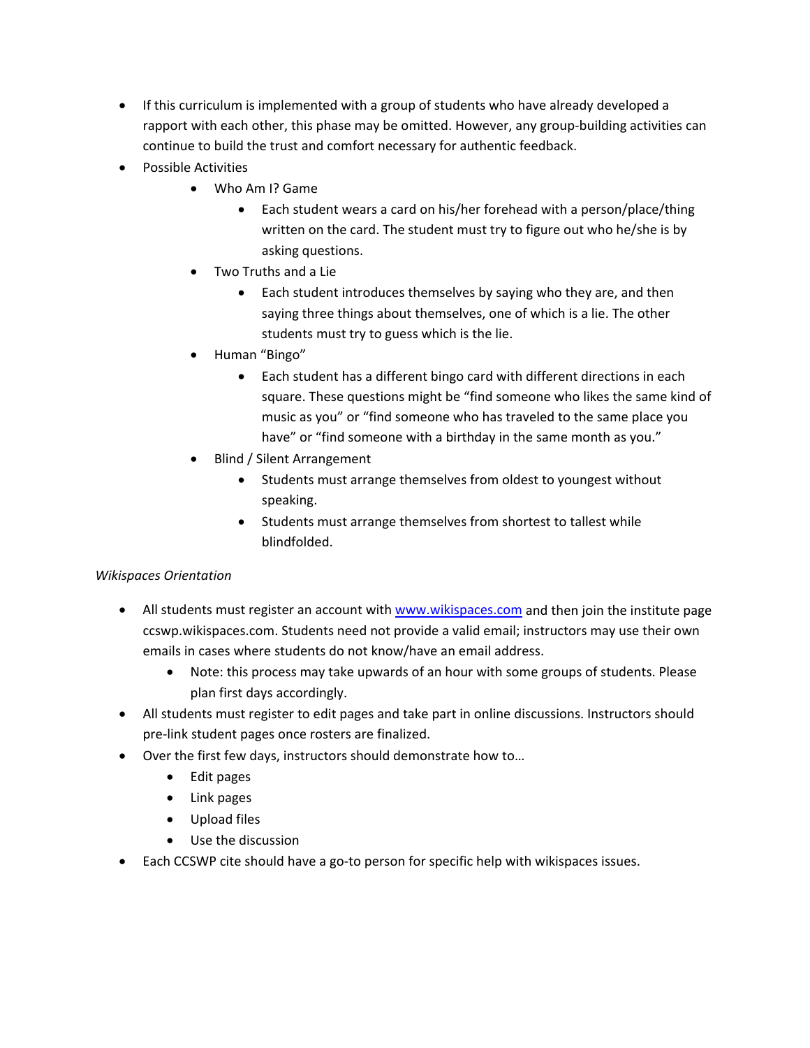- If this curriculum is implemented with a group of students who have already developed a rapport with each other, this phase may be omitted. However, any group-building activities can continue to build the trust and comfort necessary for authentic feedback.
- Possible Activities
    - Who Am I? Game
        - Each student wears a card on his/her forehead with a person/place/thing written on the card. The student must try to figure out who he/she is by asking questions.
    - Two Truths and a Lie
        - Each student introduces themselves by saying who they are, and then saying three things about themselves, one of which is a lie. The other students must try to guess which is the lie.
    - Human "Bingo"
        - Each student has a different bingo card with different directions in each square. These questions might be "find someone who likes the same kind of music as you" or "find someone who has traveled to the same place you have" or "find someone with a birthday in the same month as you."
    - Blind / Silent Arrangement
        - Students must arrange themselves from oldest to youngest without speaking.
        - Students must arrange themselves from shortest to tallest while blindfolded.

*Wikispaces Orientation*

- All students must register an account with [www.wikispaces.com](http://www.wikispaces.com) and then join the institute page ccswp.wikispaces.com. Students need not provide a valid email; instructors may use their own emails in cases where students do not know/have an email address.
    - Note: this process may take upwards of an hour with some groups of students. Please plan first days accordingly.
- All students must register to edit pages and take part in online discussions. Instructors should pre-link student pages once rosters are finalized.
- Over the first few days, instructors should demonstrate how to…
    - Edit pages
    - Link pages
    - Upload files
    - Use the discussion
- Each CCSWP cite should have a go-to person for specific help with wikispaces issues.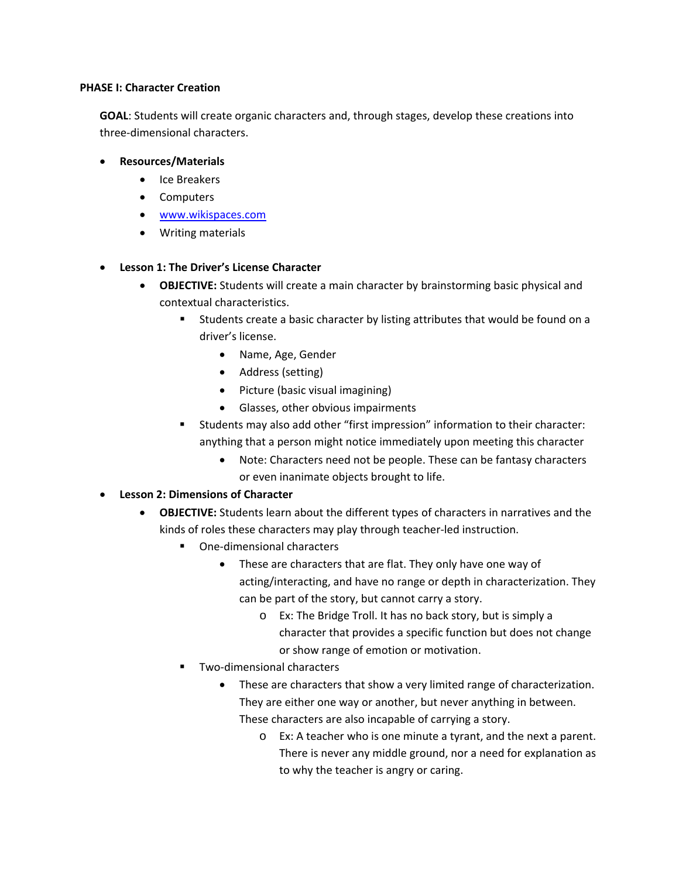**PHASE I: Character Creation**

**GOAL**: Students will create organic characters and, through stages, develop these creations into three-dimensional characters.

- **Resources/Materials**
  - Ice Breakers
  - Computers
  - [www.wikispaces.com](http://www.wikispaces.com)
  - Writing materials

- **Lesson 1: The Driver's License Character**
  - **OBJECTIVE:** Students will create a main character by brainstorming basic physical and contextual characteristics.
    - Students create a basic character by listing attributes that would be found on a driver's license.
      - Name, Age, Gender
      - Address (setting)
      - Picture (basic visual imagining)
      - Glasses, other obvious impairments
    - Students may also add other "first impression" information to their character: anything that a person might notice immediately upon meeting this character
      - Note: Characters need not be people. These can be fantasy characters or even inanimate objects brought to life.
- **Lesson 2: Dimensions of Character**
  - **OBJECTIVE:** Students learn about the different types of characters in narratives and the kinds of roles these characters may play through teacher-led instruction.
    - One-dimensional characters
      - These are characters that are flat. They only have one way of acting/interacting, and have no range or depth in characterization. They can be part of the story, but cannot carry a story.
        - Ex: The Bridge Troll. It has no back story, but is simply a character that provides a specific function but does not change or show range of emotion or motivation.
    - Two-dimensional characters
      - These are characters that show a very limited range of characterization. They are either one way or another, but never anything in between. These characters are also incapable of carrying a story.
        - Ex: A teacher who is one minute a tyrant, and the next a parent. There is never any middle ground, nor a need for explanation as to why the teacher is angry or caring.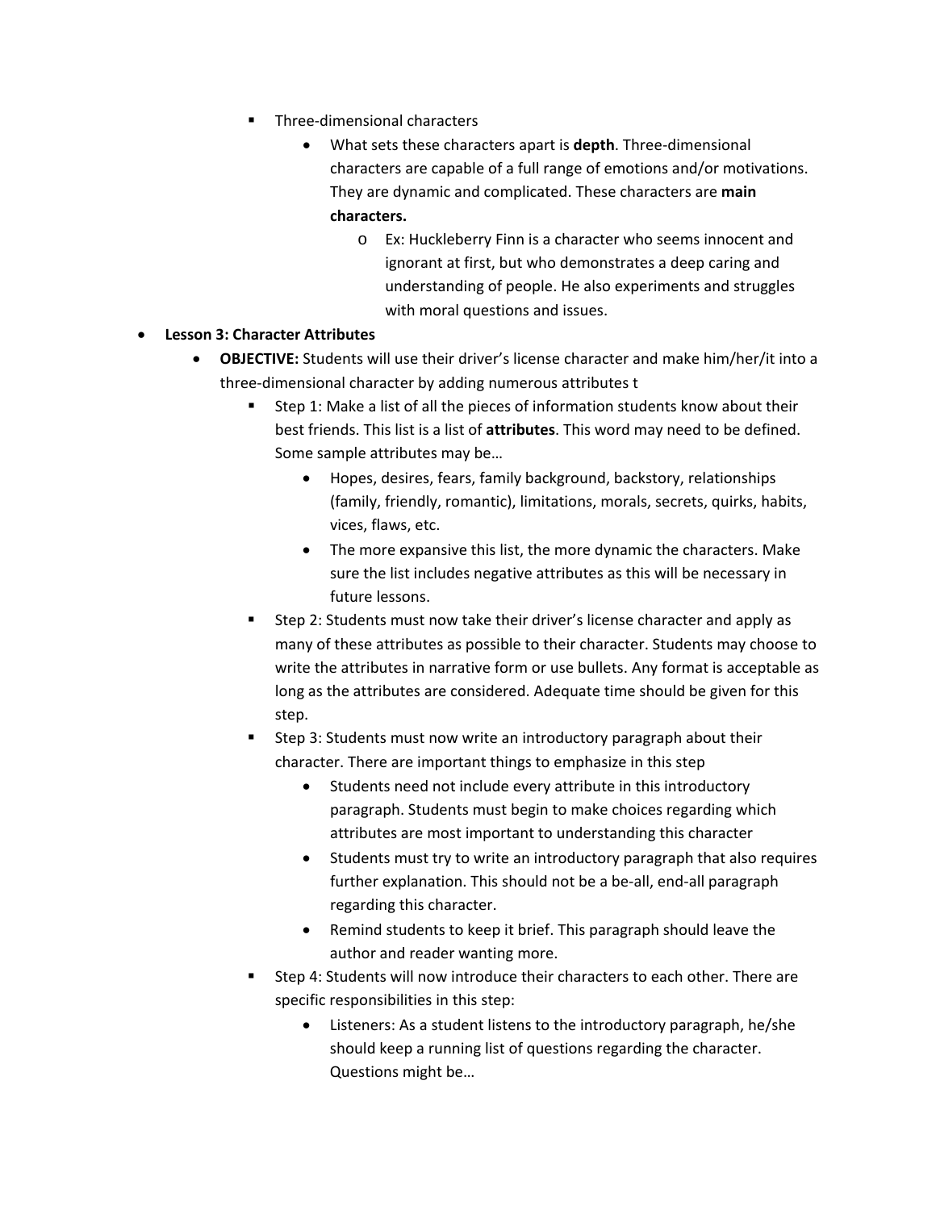- Three-dimensional characters
        - What sets these characters apart is **depth**. Three-dimensional characters are capable of a full range of emotions and/or motivations. They are dynamic and complicated. These characters are **main characters.**
          - Ex: Huckleberry Finn is a character who seems innocent and ignorant at first, but who demonstrates a deep caring and understanding of people. He also experiments and struggles with moral questions and issues.

- **Lesson 3: Character Attributes**
  - **OBJECTIVE:** Students will use their driver's license character and make him/her/it into a three-dimensional character by adding numerous attributes t
    - Step 1: Make a list of all the pieces of information students know about their best friends. This list is a list of **attributes**. This word may need to be defined. Some sample attributes may be…
      - Hopes, desires, fears, family background, backstory, relationships (family, friendly, romantic), limitations, morals, secrets, quirks, habits, vices, flaws, etc.
      - The more expansive this list, the more dynamic the characters. Make sure the list includes negative attributes as this will be necessary in future lessons.
    - Step 2: Students must now take their driver's license character and apply as many of these attributes as possible to their character. Students may choose to write the attributes in narrative form or use bullets. Any format is acceptable as long as the attributes are considered. Adequate time should be given for this step.
    - Step 3: Students must now write an introductory paragraph about their character. There are important things to emphasize in this step
      - Students need not include every attribute in this introductory paragraph. Students must begin to make choices regarding which attributes are most important to understanding this character
      - Students must try to write an introductory paragraph that also requires further explanation. This should not be a be-all, end-all paragraph regarding this character.
      - Remind students to keep it brief. This paragraph should leave the author and reader wanting more.
    - Step 4: Students will now introduce their characters to each other. There are specific responsibilities in this step:
      - Listeners: As a student listens to the introductory paragraph, he/she should keep a running list of questions regarding the character. Questions might be…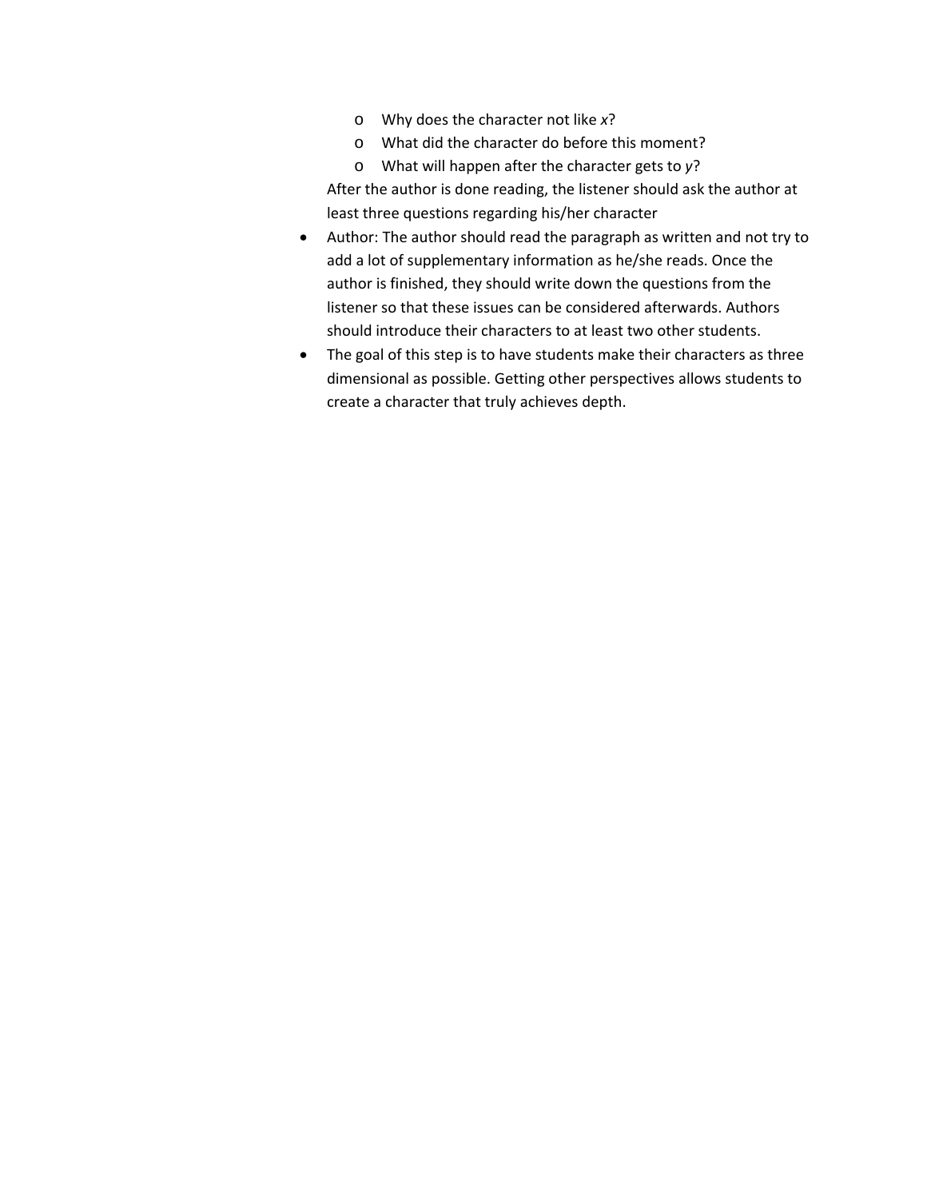- Why does the character not like *x*?
  - What did the character do before this moment?
  - What will happen after the character gets to *y*?

  After the author is done reading, the listener should ask the author at least three questions regarding his/her character

- Author: The author should read the paragraph as written and not try to add a lot of supplementary information as he/she reads. Once the author is finished, they should write down the questions from the listener so that these issues can be considered afterwards. Authors should introduce their characters to at least two other students.
- The goal of this step is to have students make their characters as three dimensional as possible. Getting other perspectives allows students to create a character that truly achieves depth.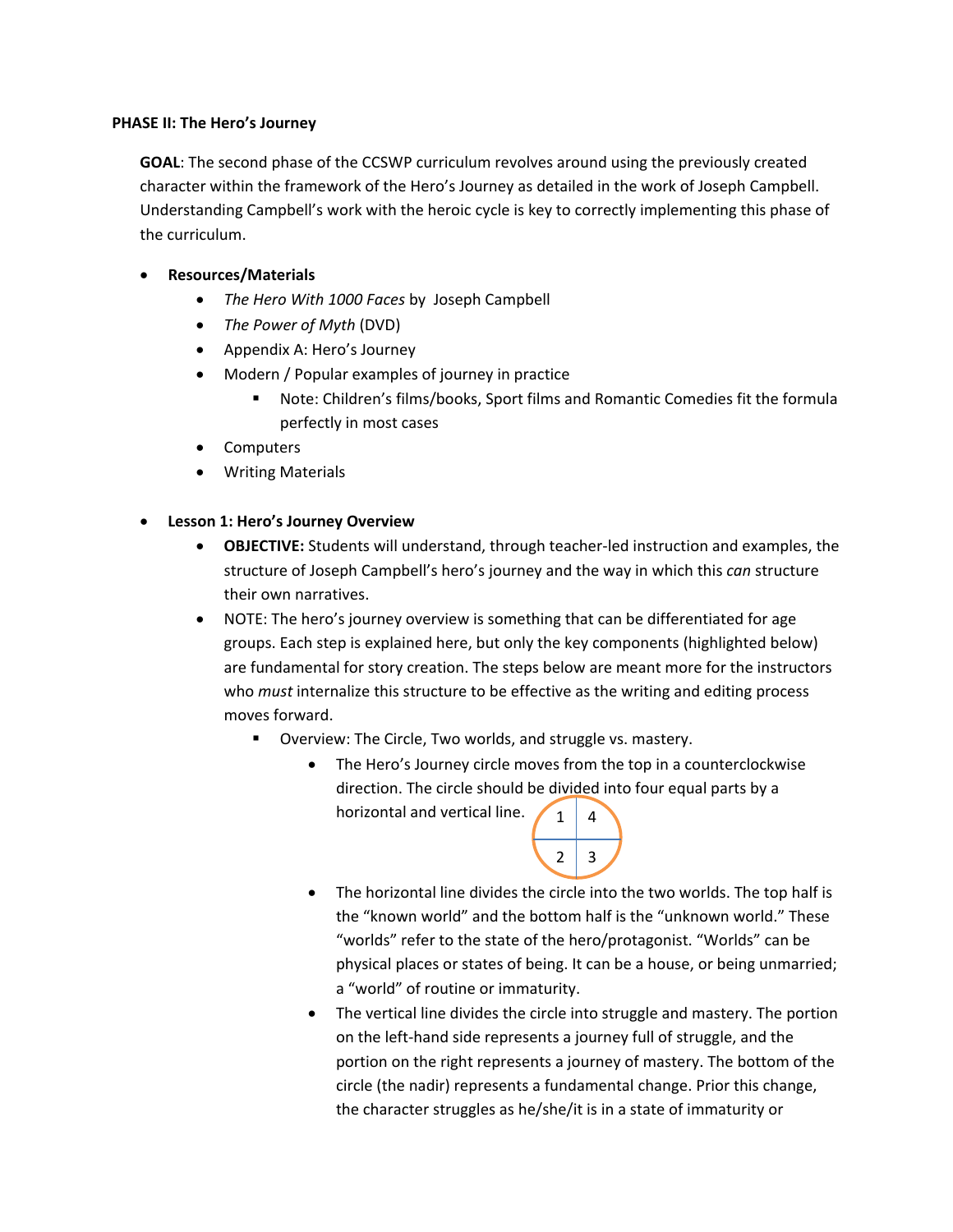**PHASE II: The Hero's Journey**

**GOAL**: The second phase of the CCSWP curriculum revolves around using the previously created character within the framework of the Hero's Journey as detailed in the work of Joseph Campbell. Understanding Campbell's work with the heroic cycle is key to correctly implementing this phase of the curriculum.

- **Resources/Materials**
  - *The Hero With 1000 Faces* by Joseph Campbell
  - *The Power of Myth* (DVD)
  - Appendix A: Hero's Journey
  - Modern / Popular examples of journey in practice
    - Note: Children's films/books, Sport films and Romantic Comedies fit the formula perfectly in most cases
  - Computers
  - Writing Materials

- **Lesson 1: Hero's Journey Overview**
  - **OBJECTIVE:** Students will understand, through teacher-led instruction and examples, the structure of Joseph Campbell's hero's journey and the way in which this *can* structure their own narratives.
  - NOTE: The hero's journey overview is something that can be differentiated for age groups. Each step is explained here, but only the key components (highlighted below) are fundamental for story creation. The steps below are meant more for the instructors who *must* internalize this structure to be effective as the writing and editing process moves forward.
    - Overview: The Circle, Two worlds, and struggle vs. mastery.
      - The Hero's Journey circle moves from the top in a counterclockwise direction. The circle should be divided into four equal parts by a horizontal and vertical line.

| 1 | 4 |
| --- | --- |
| 2 | 3 |

      - The horizontal line divides the circle into the two worlds. The top half is the "known world" and the bottom half is the "unknown world." These "worlds" refer to the state of the hero/protagonist. "Worlds" can be physical places or states of being. It can be a house, or being unmarried; a "world" of routine or immaturity.
      - The vertical line divides the circle into struggle and mastery. The portion on the left-hand side represents a journey full of struggle, and the portion on the right represents a journey of mastery. The bottom of the circle (the nadir) represents a fundamental change. Prior this change, the character struggles as he/she/it is in a state of immaturity or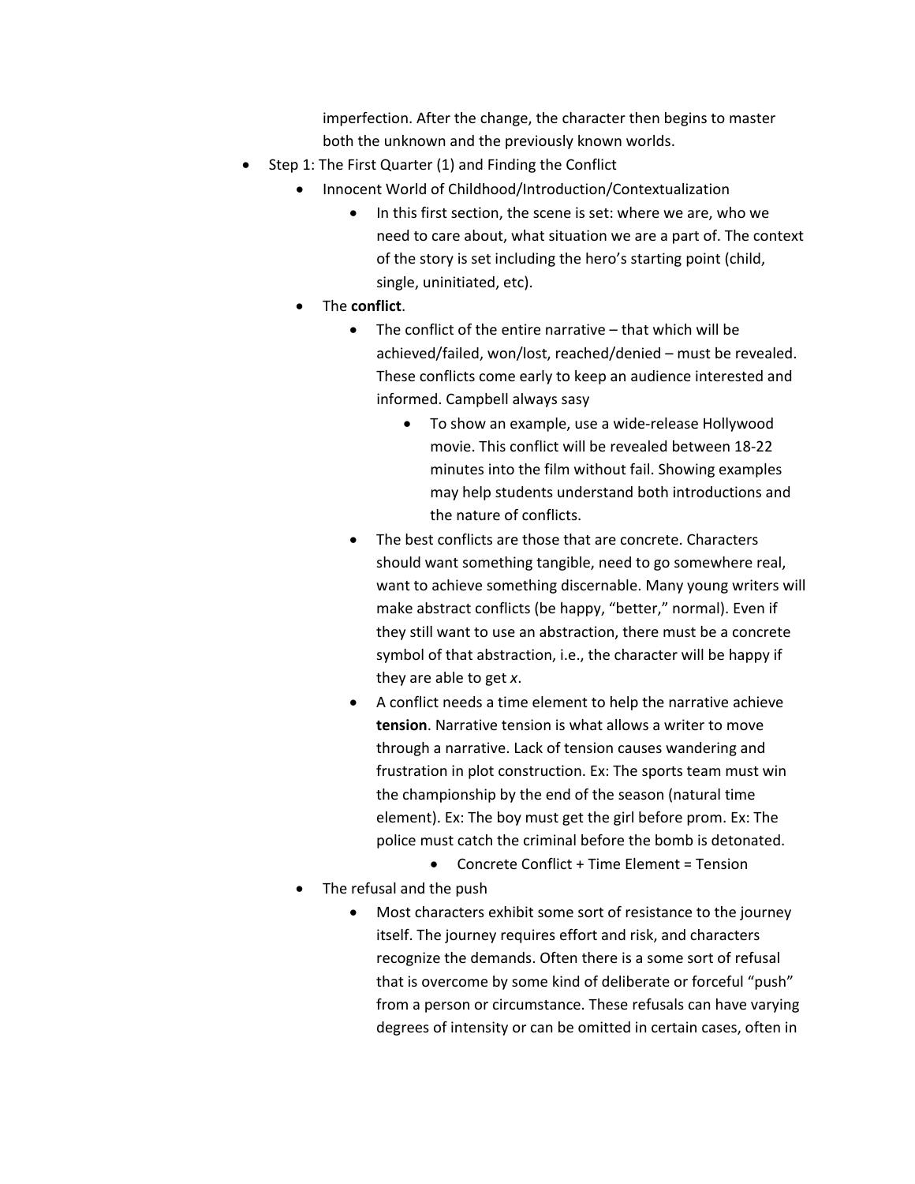imperfection. After the change, the character then begins to master both the unknown and the previously known worlds.

- Step 1: The First Quarter (1) and Finding the Conflict
    - Innocent World of Childhood/Introduction/Contextualization
        - In this first section, the scene is set: where we are, who we need to care about, what situation we are a part of. The context of the story is set including the hero's starting point (child, single, uninitiated, etc).
    - The **conflict**.
        - The conflict of the entire narrative – that which will be achieved/failed, won/lost, reached/denied – must be revealed. These conflicts come early to keep an audience interested and informed. Campbell always sasy
            - To show an example, use a wide-release Hollywood movie. This conflict will be revealed between 18-22 minutes into the film without fail. Showing examples may help students understand both introductions and the nature of conflicts.
        - The best conflicts are those that are concrete. Characters should want something tangible, need to go somewhere real, want to achieve something discernable. Many young writers will make abstract conflicts (be happy, "better," normal). Even if they still want to use an abstraction, there must be a concrete symbol of that abstraction, i.e., the character will be happy if they are able to get *x*.
        - A conflict needs a time element to help the narrative achieve **tension**. Narrative tension is what allows a writer to move through a narrative. Lack of tension causes wandering and frustration in plot construction. Ex: The sports team must win the championship by the end of the season (natural time element). Ex: The boy must get the girl before prom. Ex: The police must catch the criminal before the bomb is detonated.
            - Concrete Conflict + Time Element = Tension
    - The refusal and the push
        - Most characters exhibit some sort of resistance to the journey itself. The journey requires effort and risk, and characters recognize the demands. Often there is a some sort of refusal that is overcome by some kind of deliberate or forceful "push" from a person or circumstance. These refusals can have varying degrees of intensity or can be omitted in certain cases, often in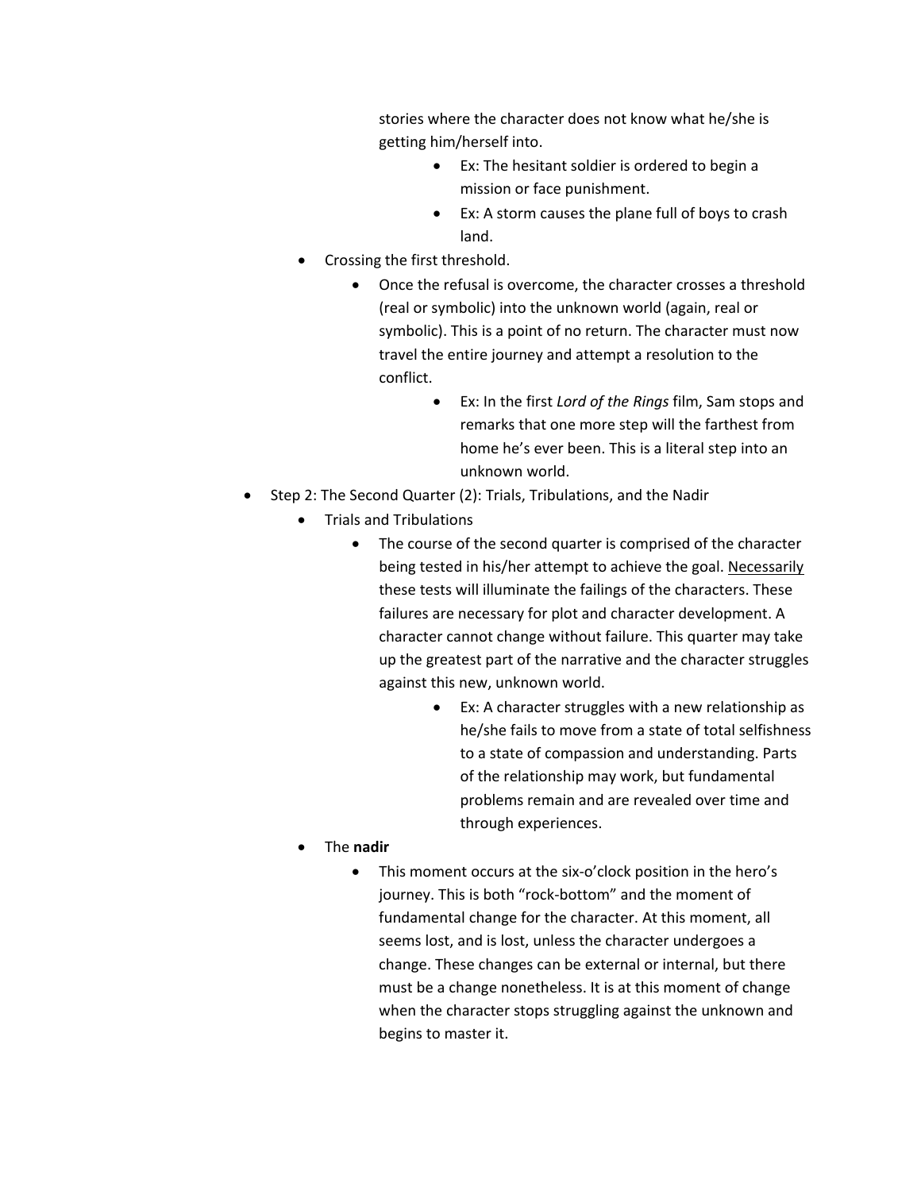stories where the character does not know what he/she is getting him/herself into.

- Ex: The hesitant soldier is ordered to begin a mission or face punishment.
- Ex: A storm causes the plane full of boys to crash land.

- Crossing the first threshold.
  - Once the refusal is overcome, the character crosses a threshold (real or symbolic) into the unknown world (again, real or symbolic). This is a point of no return. The character must now travel the entire journey and attempt a resolution to the conflict.
    - Ex: In the first *Lord of the Rings* film, Sam stops and remarks that one more step will the farthest from home he's ever been. This is a literal step into an unknown world.

- Step 2: The Second Quarter (2): Trials, Tribulations, and the Nadir
  - Trials and Tribulations
    - The course of the second quarter is comprised of the character being tested in his/her attempt to achieve the goal. <u>Necessarily</u> these tests will illuminate the failings of the characters. These failures are necessary for plot and character development. A character cannot change without failure. This quarter may take up the greatest part of the narrative and the character struggles against this new, unknown world.
      - Ex: A character struggles with a new relationship as he/she fails to move from a state of total selfishness to a state of compassion and understanding. Parts of the relationship may work, but fundamental problems remain and are revealed over time and through experiences.
  - The **nadir**
    - This moment occurs at the six-o'clock position in the hero's journey. This is both "rock-bottom" and the moment of fundamental change for the character. At this moment, all seems lost, and is lost, unless the character undergoes a change. These changes can be external or internal, but there must be a change nonetheless. It is at this moment of change when the character stops struggling against the unknown and begins to master it.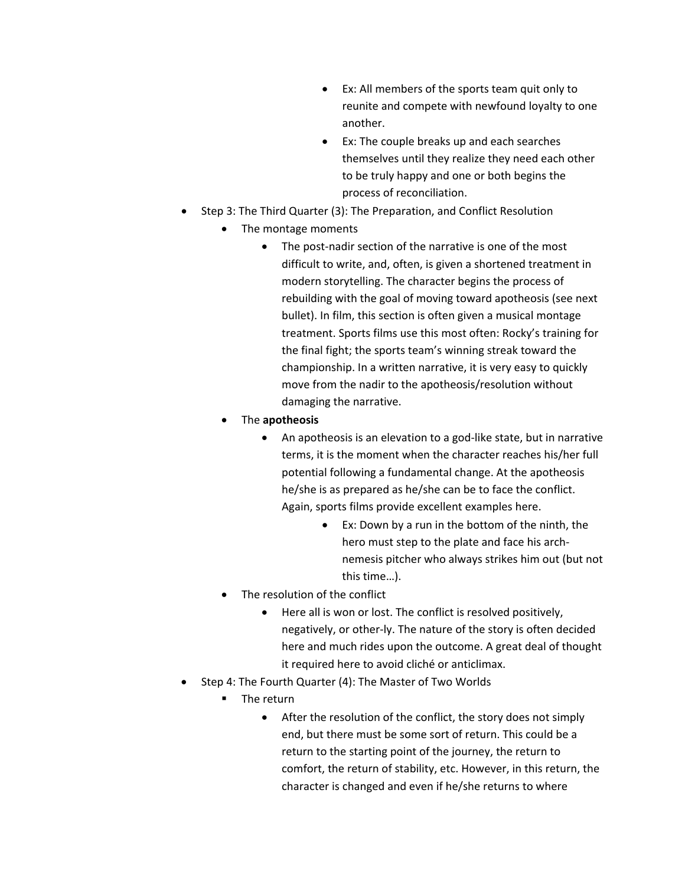- Ex: All members of the sports team quit only to reunite and compete with newfound loyalty to one another.
        - Ex: The couple breaks up and each searches themselves until they realize they need each other to be truly happy and one or both begins the process of reconciliation.

- Step 3: The Third Quarter (3): The Preparation, and Conflict Resolution
    - The montage moments
        - The post-nadir section of the narrative is one of the most difficult to write, and, often, is given a shortened treatment in modern storytelling. The character begins the process of rebuilding with the goal of moving toward apotheosis (see next bullet). In film, this section is often given a musical montage treatment. Sports films use this most often: Rocky's training for the final fight; the sports team's winning streak toward the championship. In a written narrative, it is very easy to quickly move from the nadir to the apotheosis/resolution without damaging the narrative.
    - The **apotheosis**
        - An apotheosis is an elevation to a god-like state, but in narrative terms, it is the moment when the character reaches his/her full potential following a fundamental change. At the apotheosis he/she is as prepared as he/she can be to face the conflict. Again, sports films provide excellent examples here.
            - Ex: Down by a run in the bottom of the ninth, the hero must step to the plate and face his arch-nemesis pitcher who always strikes him out (but not this time…).
    - The resolution of the conflict
        - Here all is won or lost. The conflict is resolved positively, negatively, or other-ly. The nature of the story is often decided here and much rides upon the outcome. A great deal of thought it required here to avoid cliché or anticlimax.
- Step 4: The Fourth Quarter (4): The Master of Two Worlds
    - The return
        - After the resolution of the conflict, the story does not simply end, but there must be some sort of return. This could be a return to the starting point of the journey, the return to comfort, the return of stability, etc. However, in this return, the character is changed and even if he/she returns to where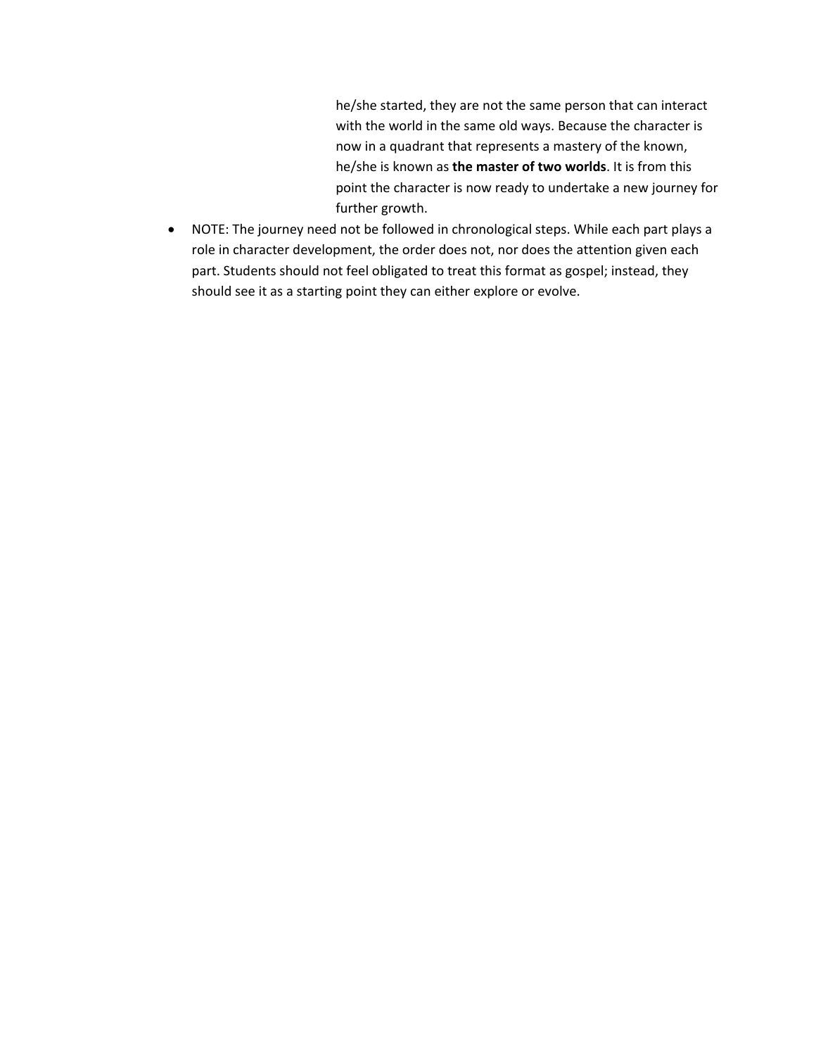he/she started, they are not the same person that can interact with the world in the same old ways. Because the character is now in a quadrant that represents a mastery of the known, he/she is known as **the master of two worlds**. It is from this point the character is now ready to undertake a new journey for further growth.

- NOTE: The journey need not be followed in chronological steps. While each part plays a role in character development, the order does not, nor does the attention given each part. Students should not feel obligated to treat this format as gospel; instead, they should see it as a starting point they can either explore or evolve.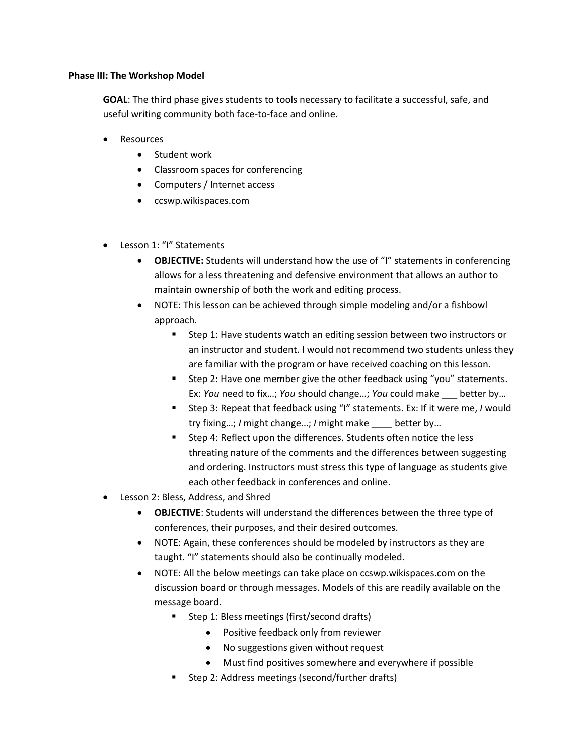**Phase III: The Workshop Model**

**GOAL**: The third phase gives students to tools necessary to facilitate a successful, safe, and useful writing community both face-to-face and online.

- Resources
  - Student work
  - Classroom spaces for conferencing
  - Computers / Internet access
  - ccswp.wikispaces.com

- Lesson 1: "I" Statements
  - **OBJECTIVE:** Students will understand how the use of "I" statements in conferencing allows for a less threatening and defensive environment that allows an author to maintain ownership of both the work and editing process.
  - NOTE: This lesson can be achieved through simple modeling and/or a fishbowl approach.
    - Step 1: Have students watch an editing session between two instructors or an instructor and student. I would not recommend two students unless they are familiar with the program or have received coaching on this lesson.
    - Step 2: Have one member give the other feedback using "you" statements. Ex: *You* need to fix…; *You* should change…; *You* could make ___ better by…
    - Step 3: Repeat that feedback using "I" statements. Ex: If it were me, *I* would try fixing…; *I* might change…; *I* might make ____ better by…
    - Step 4: Reflect upon the differences. Students often notice the less threating nature of the comments and the differences between suggesting and ordering. Instructors must stress this type of language as students give each other feedback in conferences and online.
- Lesson 2: Bless, Address, and Shred
  - **OBJECTIVE**: Students will understand the differences between the three type of conferences, their purposes, and their desired outcomes.
  - NOTE: Again, these conferences should be modeled by instructors as they are taught. "I" statements should also be continually modeled.
  - NOTE: All the below meetings can take place on ccswp.wikispaces.com on the discussion board or through messages. Models of this are readily available on the message board.
    - Step 1: Bless meetings (first/second drafts)
      - Positive feedback only from reviewer
      - No suggestions given without request
      - Must find positives somewhere and everywhere if possible
    - Step 2: Address meetings (second/further drafts)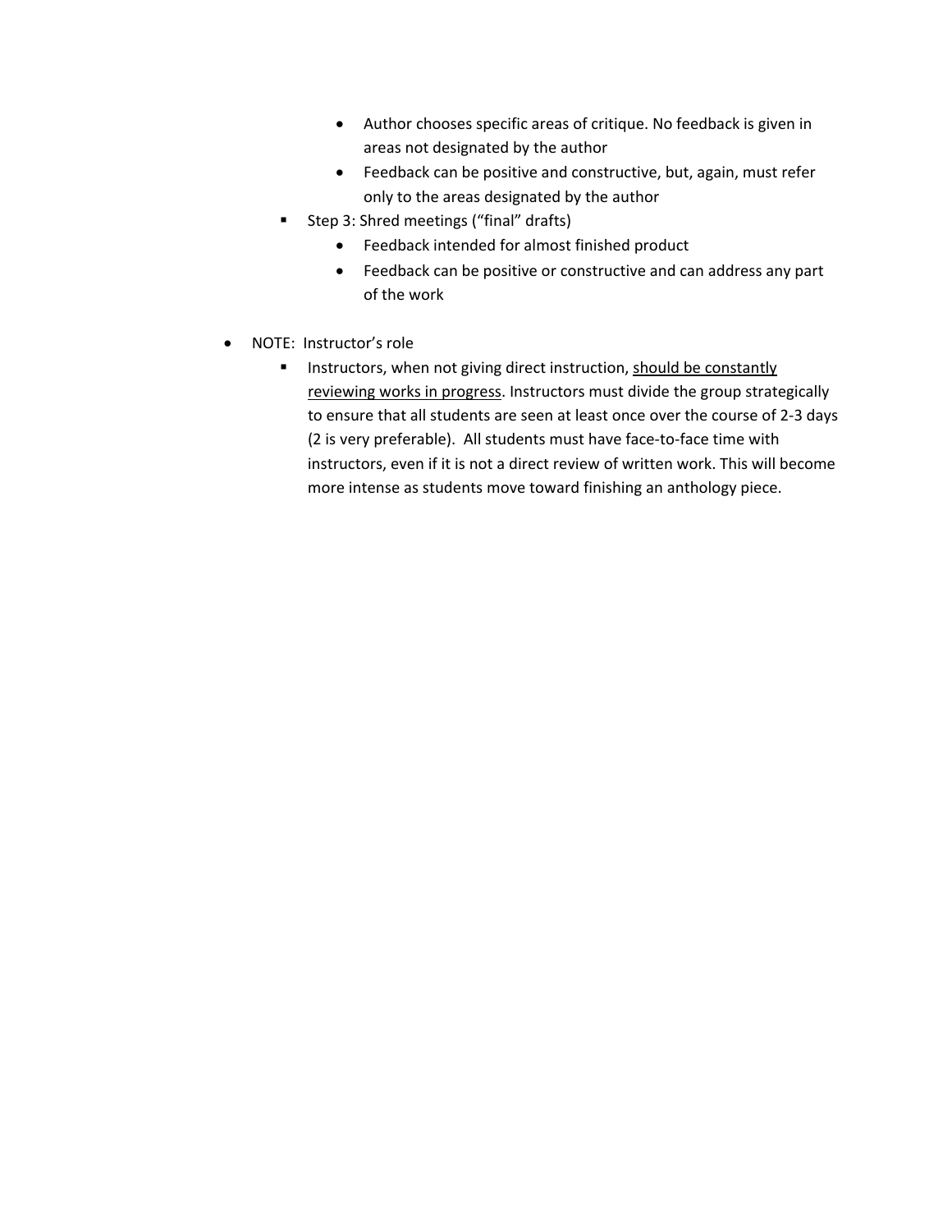- Author chooses specific areas of critique. No feedback is given in areas not designated by the author
        - Feedback can be positive and constructive, but, again, must refer only to the areas designated by the author
    - Step 3: Shred meetings ("final" drafts)
        - Feedback intended for almost finished product
        - Feedback can be positive or constructive and can address any part of the work

- NOTE: Instructor's role
    - Instructors, when not giving direct instruction, <u>should be constantly reviewing works in progress</u>. Instructors must divide the group strategically to ensure that all students are seen at least once over the course of 2-3 days (2 is very preferable). All students must have face-to-face time with instructors, even if it is not a direct review of written work. This will become more intense as students move toward finishing an anthology piece.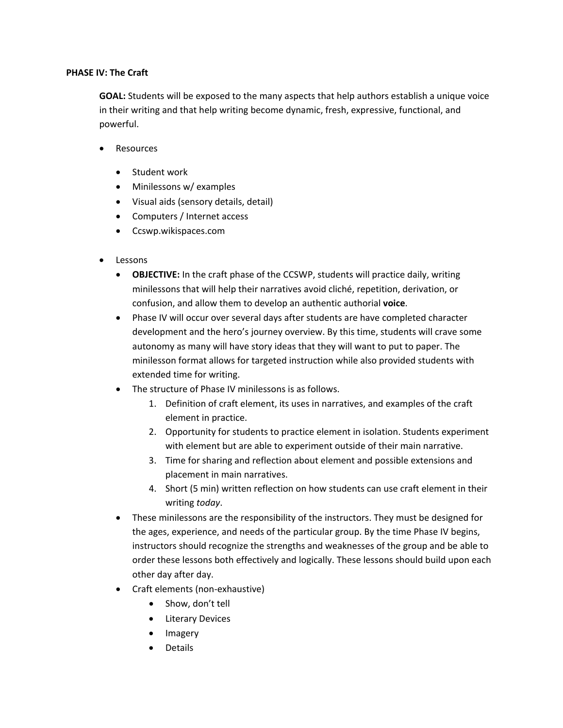**PHASE IV: The Craft**

**GOAL:** Students will be exposed to the many aspects that help authors establish a unique voice in their writing and that help writing become dynamic, fresh, expressive, functional, and powerful.

- Resources
    - Student work
    - Minilessons w/ examples
    - Visual aids (sensory details, detail)
    - Computers / Internet access
    - Ccswp.wikispaces.com

- Lessons
    - **OBJECTIVE:** In the craft phase of the CCSWP, students will practice daily, writing minilessons that will help their narratives avoid cliché, repetition, derivation, or confusion, and allow them to develop an authentic authorial **voice**.
    - Phase IV will occur over several days after students are have completed character development and the hero's journey overview. By this time, students will crave some autonomy as many will have story ideas that they will want to put to paper. The minilesson format allows for targeted instruction while also provided students with extended time for writing.
    - The structure of Phase IV minilessons is as follows.
        1. Definition of craft element, its uses in narratives, and examples of the craft element in practice.
        2. Opportunity for students to practice element in isolation. Students experiment with element but are able to experiment outside of their main narrative.
        3. Time for sharing and reflection about element and possible extensions and placement in main narratives.
        4. Short (5 min) written reflection on how students can use craft element in their writing *today*.
    - These minilessons are the responsibility of the instructors. They must be designed for the ages, experience, and needs of the particular group. By the time Phase IV begins, instructors should recognize the strengths and weaknesses of the group and be able to order these lessons both effectively and logically. These lessons should build upon each other day after day.
    - Craft elements (non-exhaustive)
        - Show, don't tell
        - Literary Devices
        - Imagery
        - Details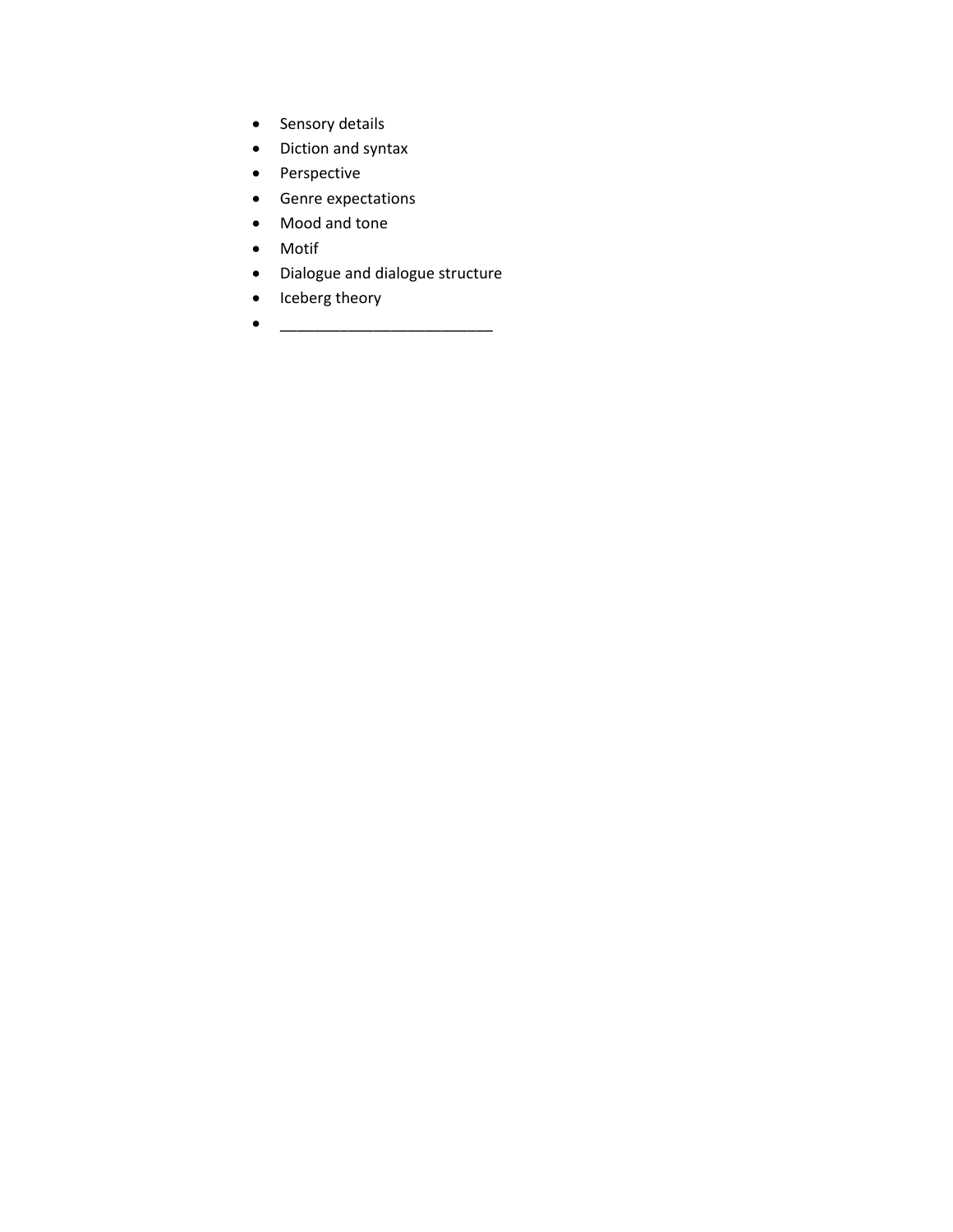- Sensory details
- Diction and syntax
- Perspective
- Genre expectations
- Mood and tone
- Motif
- Dialogue and dialogue structure
- Iceberg theory
- _________________________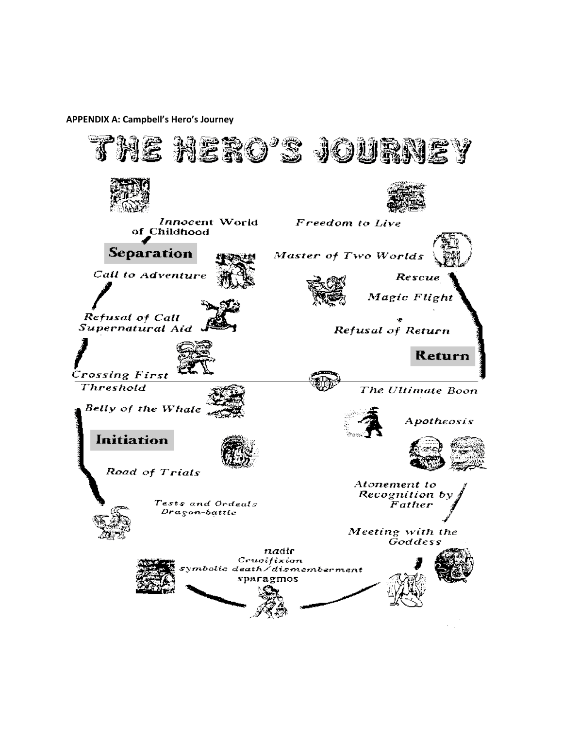**APPENDIX A: Campbell's Hero's Journey**

THE HERO'S JOURNEY

Innocent World of Childhood

Separation

Call to Adventure

Refusal of Call

Supernatural Aid

Crossing First Threshold

Belly of the Whale

Initiation

Road of Trials

Tests and Ordeals

Dragon-battle

nadir

Crucifixion

symbolic death/dismemberment

sparagmos

Meeting with the Goddess

Atonement to Recognition by Father

Apotheosis

The Ultimate Boon

Return

Refusal of Return

Magic Flight

Rescue

Master of Two Worlds

Freedom to Live